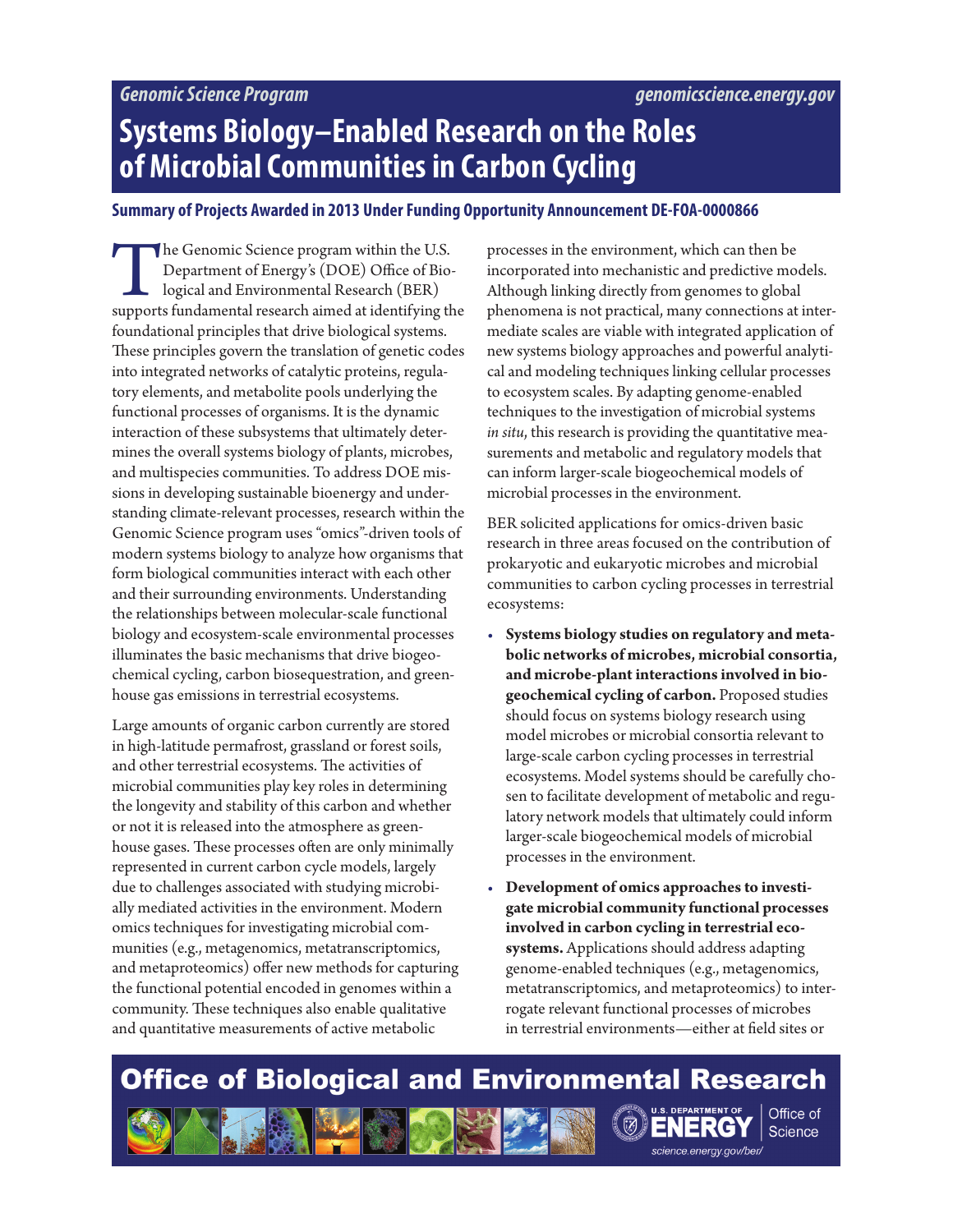Genomic Science Program — genomicscience.energy.gov

# Systems Biology–Enabled Research on the Roles of Microbial Communities in Carbon Cycling

## Summary of Projects Awarded in 2013 Under Funding Opportunity Announcement DE-FOA-0000866

The Genomic Science program within the U.S. Department of Energy's (DOE) Office of Biological and Environmental Research (BER) supports fundamental research aimed at identifying the foundational principles that drive biological systems. These principles govern the translation of genetic codes into integrated networks of catalytic proteins, regulatory elements, and metabolite pools underlying the functional processes of organisms. It is the dynamic interaction of these subsystems that ultimately determines the overall systems biology of plants, microbes, and multispecies communities. To address DOE missions in developing sustainable bioenergy and understanding climate-relevant processes, research within the Genomic Science program uses "omics"-driven tools of modern systems biology to analyze how organisms that form biological communities interact with each other and their surrounding environments. Understanding the relationships between molecular-scale functional biology and ecosystem-scale environmental processes illuminates the basic mechanisms that drive biogeochemical cycling, carbon biosequestration, and greenhouse gas emissions in terrestrial ecosystems.

Large amounts of organic carbon currently are stored in high-latitude permafrost, grassland or forest soils, and other terrestrial ecosystems. The activities of microbial communities play key roles in determining the longevity and stability of this carbon and whether or not it is released into the atmosphere as greenhouse gases. These processes often are only minimally represented in current carbon cycle models, largely due to challenges associated with studying microbially mediated activities in the environment. Modern omics techniques for investigating microbial communities (e.g., metagenomics, metatranscriptomics, and metaproteomics) offer new methods for capturing the functional potential encoded in genomes within a community. These techniques also enable qualitative and quantitative measurements of active metabolic processes in the environment, which can then be incorporated into mechanistic and predictive models. Although linking directly from genomes to global phenomena is not practical, many connections at intermediate scales are viable with integrated application of new systems biology approaches and powerful analytical and modeling techniques linking cellular processes to ecosystem scales. By adapting genome-enabled techniques to the investigation of microbial systems *in situ*, this research is providing the quantitative measurements and metabolic and regulatory models that can inform larger-scale biogeochemical models of microbial processes in the environment.

BER solicited applications for omics-driven basic research in three areas focused on the contribution of prokaryotic and eukaryotic microbes and microbial communities to carbon cycling processes in terrestrial ecosystems:

- **Systems biology studies on regulatory and metabolic networks of microbes, microbial consortia, and microbe-plant interactions involved in biogeochemical cycling of carbon.** Proposed studies should focus on systems biology research using model microbes or microbial consortia relevant to large-scale carbon cycling processes in terrestrial ecosystems. Model systems should be carefully chosen to facilitate development of metabolic and regulatory network models that ultimately could inform larger-scale biogeochemical models of microbial processes in the environment.
- **Development of omics approaches to investigate microbial community functional processes involved in carbon cycling in terrestrial ecosystems.** Applications should address adapting genome-enabled techniques (e.g., metagenomics, metatranscriptomics, and metaproteomics) to interrogate relevant functional processes of microbes in terrestrial environments—either at field sites or

Office of Biological and Environmental Research

U.S. Department of Energy — Office of Science — science.energy.gov/ber/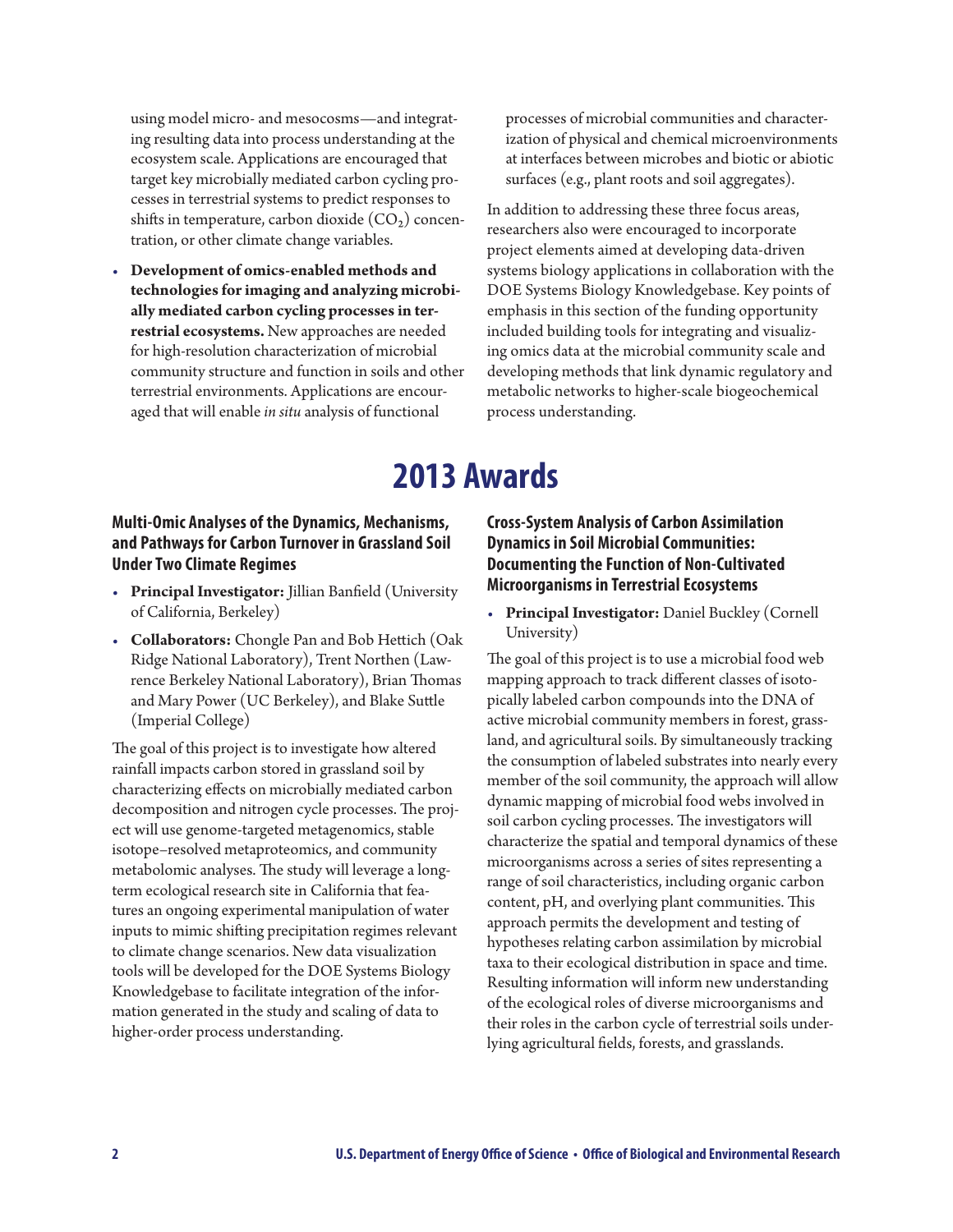using model micro- and mesocosms—and integrating resulting data into process understanding at the ecosystem scale. Applications are encouraged that target key microbially mediated carbon cycling processes in terrestrial systems to predict responses to shifts in temperature, carbon dioxide ($CO_2$) concentration, or other climate change variables.

- **Development of omics-enabled methods and technologies for imaging and analyzing microbially mediated carbon cycling processes in terrestrial ecosystems.** New approaches are needed for high-resolution characterization of microbial community structure and function in soils and other terrestrial environments. Applications are encouraged that will enable *in situ* analysis of functional processes of microbial communities and characterization of physical and chemical microenvironments at interfaces between microbes and biotic or abiotic surfaces (e.g., plant roots and soil aggregates).

In addition to addressing these three focus areas, researchers also were encouraged to incorporate project elements aimed at developing data-driven systems biology applications in collaboration with the DOE Systems Biology Knowledgebase. Key points of emphasis in this section of the funding opportunity included building tools for integrating and visualizing omics data at the microbial community scale and developing methods that link dynamic regulatory and metabolic networks to higher-scale biogeochemical process understanding.

# 2013 Awards

### Multi-Omic Analyses of the Dynamics, Mechanisms, and Pathways for Carbon Turnover in Grassland Soil Under Two Climate Regimes

- **Principal Investigator:** Jillian Banfield (University of California, Berkeley)
- **Collaborators:** Chongle Pan and Bob Hettich (Oak Ridge National Laboratory), Trent Northen (Lawrence Berkeley National Laboratory), Brian Thomas and Mary Power (UC Berkeley), and Blake Suttle (Imperial College)

The goal of this project is to investigate how altered rainfall impacts carbon stored in grassland soil by characterizing effects on microbially mediated carbon decomposition and nitrogen cycle processes. The project will use genome-targeted metagenomics, stable isotope–resolved metaproteomics, and community metabolomic analyses. The study will leverage a long-term ecological research site in California that features an ongoing experimental manipulation of water inputs to mimic shifting precipitation regimes relevant to climate change scenarios. New data visualization tools will be developed for the DOE Systems Biology Knowledgebase to facilitate integration of the information generated in the study and scaling of data to higher-order process understanding.

### Cross-System Analysis of Carbon Assimilation Dynamics in Soil Microbial Communities: Documenting the Function of Non-Cultivated Microorganisms in Terrestrial Ecosystems

- **Principal Investigator:** Daniel Buckley (Cornell University)

The goal of this project is to use a microbial food web mapping approach to track different classes of isotopically labeled carbon compounds into the DNA of active microbial community members in forest, grassland, and agricultural soils. By simultaneously tracking the consumption of labeled substrates into nearly every member of the soil community, the approach will allow dynamic mapping of microbial food webs involved in soil carbon cycling processes. The investigators will characterize the spatial and temporal dynamics of these microorganisms across a series of sites representing a range of soil characteristics, including organic carbon content, pH, and overlying plant communities. This approach permits the development and testing of hypotheses relating carbon assimilation by microbial taxa to their ecological distribution in space and time. Resulting information will inform new understanding of the ecological roles of diverse microorganisms and their roles in the carbon cycle of terrestrial soils underlying agricultural fields, forests, and grasslands.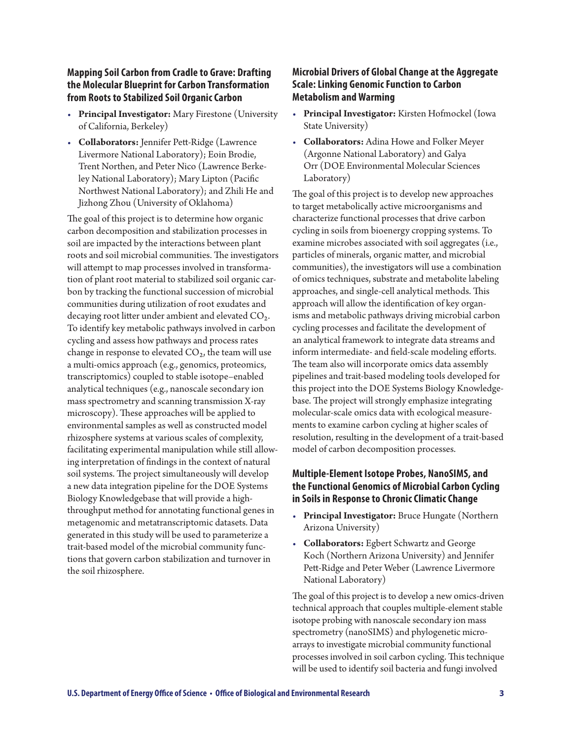### Mapping Soil Carbon from Cradle to Grave: Drafting the Molecular Blueprint for Carbon Transformation from Roots to Stabilized Soil Organic Carbon

- **Principal Investigator:** Mary Firestone (University of California, Berkeley)
- **Collaborators:** Jennifer Pett-Ridge (Lawrence Livermore National Laboratory); Eoin Brodie, Trent Northen, and Peter Nico (Lawrence Berkeley National Laboratory); Mary Lipton (Pacific Northwest National Laboratory); and Zhili He and Jizhong Zhou (University of Oklahoma)

The goal of this project is to determine how organic carbon decomposition and stabilization processes in soil are impacted by the interactions between plant roots and soil microbial communities. The investigators will attempt to map processes involved in transformation of plant root material to stabilized soil organic carbon by tracking the functional succession of microbial communities during utilization of root exudates and decaying root litter under ambient and elevated $CO_2$. To identify key metabolic pathways involved in carbon cycling and assess how pathways and process rates change in response to elevated $CO_2$, the team will use a multi-omics approach (e.g., genomics, proteomics, transcriptomics) coupled to stable isotope–enabled analytical techniques (e.g., nanoscale secondary ion mass spectrometry and scanning transmission X-ray microscopy). These approaches will be applied to environmental samples as well as constructed model rhizosphere systems at various scales of complexity, facilitating experimental manipulation while still allowing interpretation of findings in the context of natural soil systems. The project simultaneously will develop a new data integration pipeline for the DOE Systems Biology Knowledgebase that will provide a high-throughput method for annotating functional genes in metagenomic and metatranscriptomic datasets. Data generated in this study will be used to parameterize a trait-based model of the microbial community functions that govern carbon stabilization and turnover in the soil rhizosphere.

### Microbial Drivers of Global Change at the Aggregate Scale: Linking Genomic Function to Carbon Metabolism and Warming

- **Principal Investigator:** Kirsten Hofmockel (Iowa State University)
- **Collaborators:** Adina Howe and Folker Meyer (Argonne National Laboratory) and Galya Orr (DOE Environmental Molecular Sciences Laboratory)

The goal of this project is to develop new approaches to target metabolically active microorganisms and characterize functional processes that drive carbon cycling in soils from bioenergy cropping systems. To examine microbes associated with soil aggregates (i.e., particles of minerals, organic matter, and microbial communities), the investigators will use a combination of omics techniques, substrate and metabolite labeling approaches, and single-cell analytical methods. This approach will allow the identification of key organisms and metabolic pathways driving microbial carbon cycling processes and facilitate the development of an analytical framework to integrate data streams and inform intermediate- and field-scale modeling efforts. The team also will incorporate omics data assembly pipelines and trait-based modeling tools developed for this project into the DOE Systems Biology Knowledgebase. The project will strongly emphasize integrating molecular-scale omics data with ecological measurements to examine carbon cycling at higher scales of resolution, resulting in the development of a trait-based model of carbon decomposition processes.

### Multiple-Element Isotope Probes, NanoSIMS, and the Functional Genomics of Microbial Carbon Cycling in Soils in Response to Chronic Climatic Change

- **Principal Investigator:** Bruce Hungate (Northern Arizona University)
- **Collaborators:** Egbert Schwartz and George Koch (Northern Arizona University) and Jennifer Pett-Ridge and Peter Weber (Lawrence Livermore National Laboratory)

The goal of this project is to develop a new omics-driven technical approach that couples multiple-element stable isotope probing with nanoscale secondary ion mass spectrometry (nanoSIMS) and phylogenetic microarrays to investigate microbial community functional processes involved in soil carbon cycling. This technique will be used to identify soil bacteria and fungi involved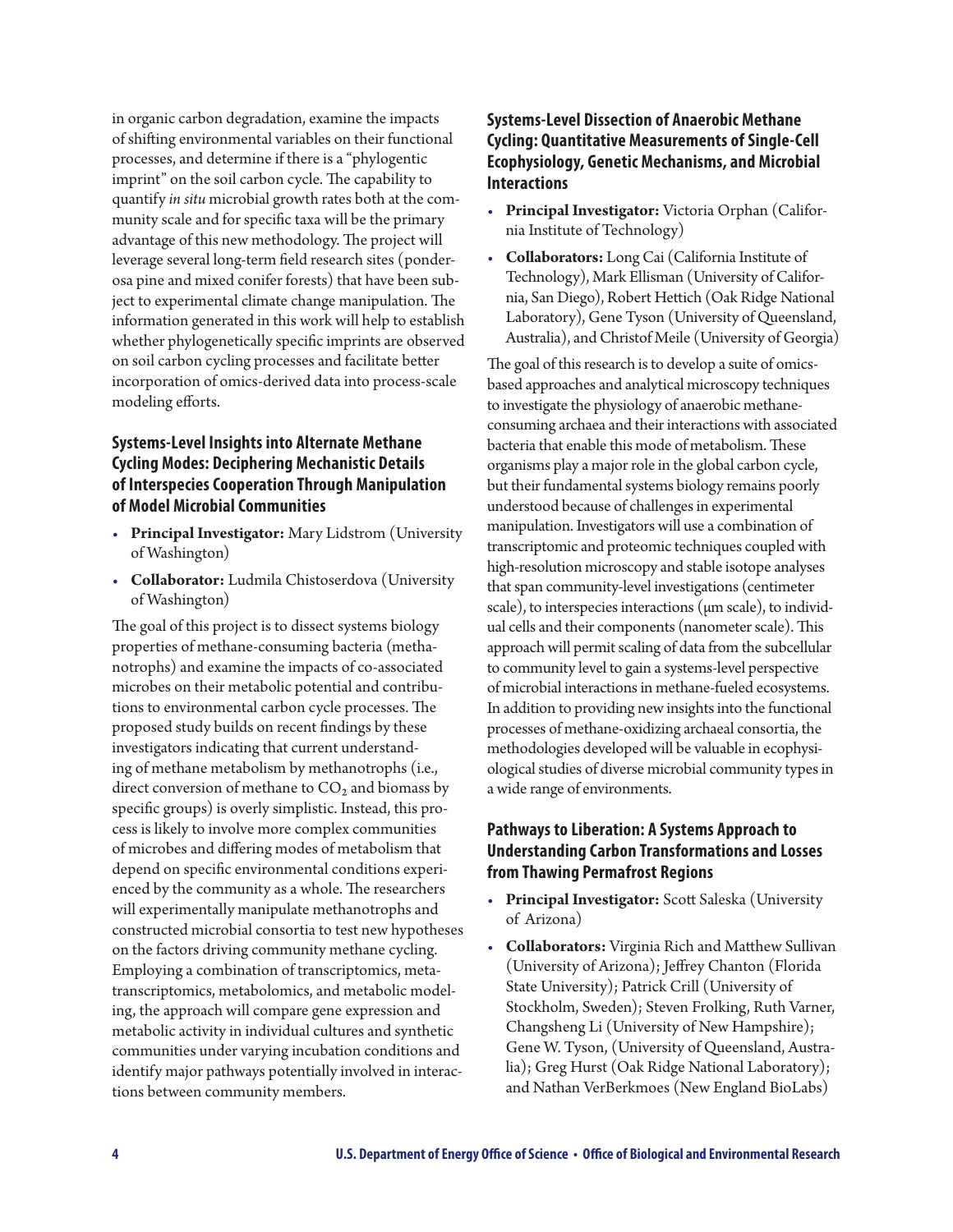in organic carbon degradation, examine the impacts of shifting environmental variables on their functional processes, and determine if there is a "phylogentic imprint" on the soil carbon cycle. The capability to quantify *in situ* microbial growth rates both at the community scale and for specific taxa will be the primary advantage of this new methodology. The project will leverage several long-term field research sites (ponderosa pine and mixed conifer forests) that have been subject to experimental climate change manipulation. The information generated in this work will help to establish whether phylogenetically specific imprints are observed on soil carbon cycling processes and facilitate better incorporation of omics-derived data into process-scale modeling efforts.

### Systems-Level Insights into Alternate Methane Cycling Modes: Deciphering Mechanistic Details of Interspecies Cooperation Through Manipulation of Model Microbial Communities

- **Principal Investigator:** Mary Lidstrom (University of Washington)
- **Collaborator:** Ludmila Chistoserdova (University of Washington)

The goal of this project is to dissect systems biology properties of methane-consuming bacteria (methanotrophs) and examine the impacts of co-associated microbes on their metabolic potential and contributions to environmental carbon cycle processes. The proposed study builds on recent findings by these investigators indicating that current understanding of methane metabolism by methanotrophs (i.e., direct conversion of methane to $CO_2$ and biomass by specific groups) is overly simplistic. Instead, this process is likely to involve more complex communities of microbes and differing modes of metabolism that depend on specific environmental conditions experienced by the community as a whole. The researchers will experimentally manipulate methanotrophs and constructed microbial consortia to test new hypotheses on the factors driving community methane cycling. Employing a combination of transcriptomics, metatranscriptomics, metabolomics, and metabolic modeling, the approach will compare gene expression and metabolic activity in individual cultures and synthetic communities under varying incubation conditions and identify major pathways potentially involved in interactions between community members.

### Systems-Level Dissection of Anaerobic Methane Cycling: Quantitative Measurements of Single-Cell Ecophysiology, Genetic Mechanisms, and Microbial Interactions

- **Principal Investigator:** Victoria Orphan (California Institute of Technology)
- **Collaborators:** Long Cai (California Institute of Technology), Mark Ellisman (University of California, San Diego), Robert Hettich (Oak Ridge National Laboratory), Gene Tyson (University of Queensland, Australia), and Christof Meile (University of Georgia)

The goal of this research is to develop a suite of omics-based approaches and analytical microscopy techniques to investigate the physiology of anaerobic methane-consuming archaea and their interactions with associated bacteria that enable this mode of metabolism. These organisms play a major role in the global carbon cycle, but their fundamental systems biology remains poorly understood because of challenges in experimental manipulation. Investigators will use a combination of transcriptomic and proteomic techniques coupled with high-resolution microscopy and stable isotope analyses that span community-level investigations (centimeter scale), to interspecies interactions (μm scale), to individual cells and their components (nanometer scale). This approach will permit scaling of data from the subcellular to community level to gain a systems-level perspective of microbial interactions in methane-fueled ecosystems. In addition to providing new insights into the functional processes of methane-oxidizing archaeal consortia, the methodologies developed will be valuable in ecophysiological studies of diverse microbial community types in a wide range of environments.

### Pathways to Liberation: A Systems Approach to Understanding Carbon Transformations and Losses from Thawing Permafrost Regions

- **Principal Investigator:** Scott Saleska (University of Arizona)
- **Collaborators:** Virginia Rich and Matthew Sullivan (University of Arizona); Jeffrey Chanton (Florida State University); Patrick Crill (University of Stockholm, Sweden); Steven Frolking, Ruth Varner, Changsheng Li (University of New Hampshire); Gene W. Tyson, (University of Queensland, Australia); Greg Hurst (Oak Ridge National Laboratory); and Nathan VerBerkmoes (New England BioLabs)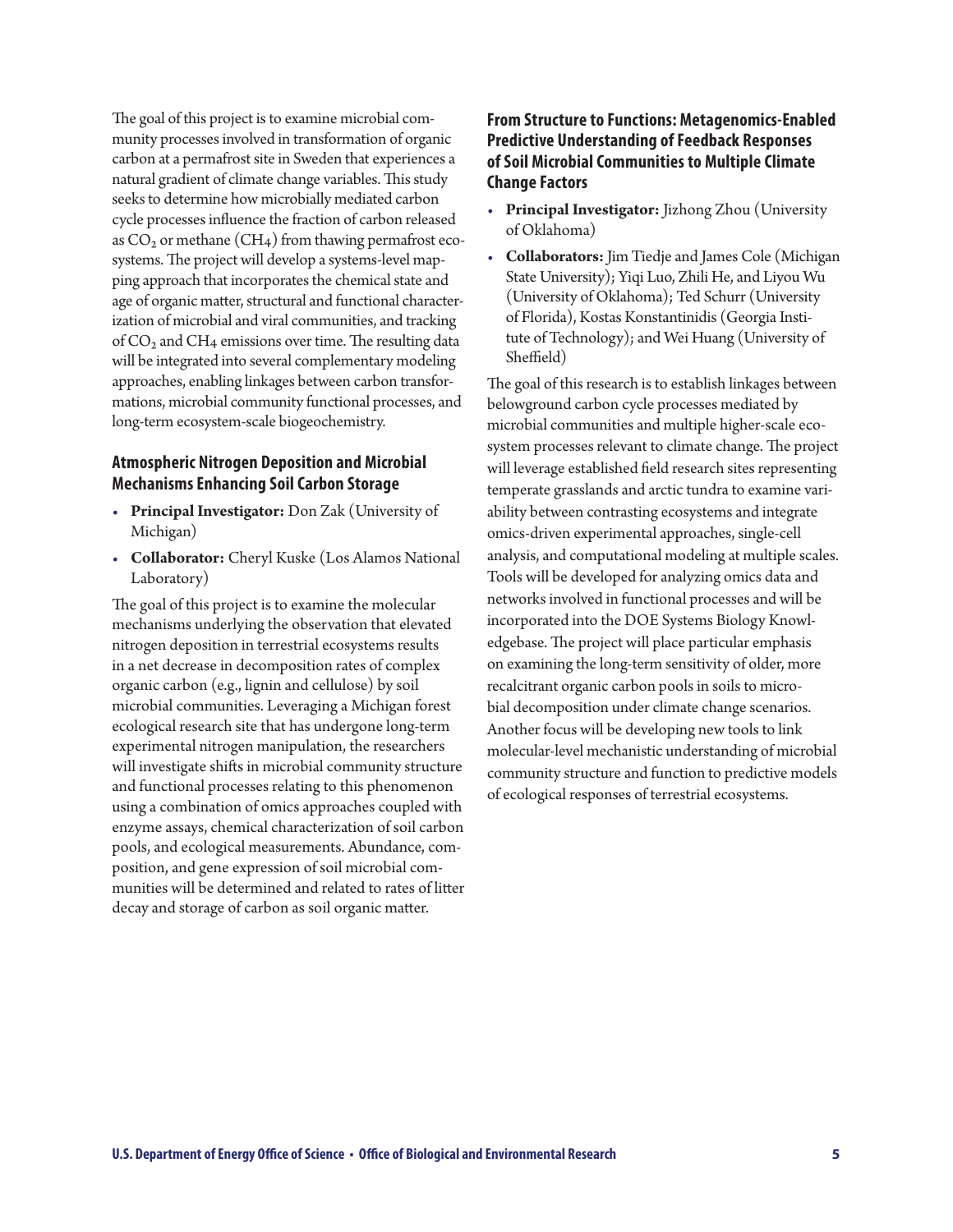The goal of this project is to examine microbial community processes involved in transformation of organic carbon at a permafrost site in Sweden that experiences a natural gradient of climate change variables. This study seeks to determine how microbially mediated carbon cycle processes influence the fraction of carbon released as $CO_2$ or methane ($CH_4$) from thawing permafrost ecosystems. The project will develop a systems-level mapping approach that incorporates the chemical state and age of organic matter, structural and functional characterization of microbial and viral communities, and tracking of $CO_2$ and $CH_4$ emissions over time. The resulting data will be integrated into several complementary modeling approaches, enabling linkages between carbon transformations, microbial community functional processes, and long-term ecosystem-scale biogeochemistry.

### Atmospheric Nitrogen Deposition and Microbial Mechanisms Enhancing Soil Carbon Storage

- **Principal Investigator:** Don Zak (University of Michigan)
- **Collaborator:** Cheryl Kuske (Los Alamos National Laboratory)

The goal of this project is to examine the molecular mechanisms underlying the observation that elevated nitrogen deposition in terrestrial ecosystems results in a net decrease in decomposition rates of complex organic carbon (e.g., lignin and cellulose) by soil microbial communities. Leveraging a Michigan forest ecological research site that has undergone long-term experimental nitrogen manipulation, the researchers will investigate shifts in microbial community structure and functional processes relating to this phenomenon using a combination of omics approaches coupled with enzyme assays, chemical characterization of soil carbon pools, and ecological measurements. Abundance, composition, and gene expression of soil microbial communities will be determined and related to rates of litter decay and storage of carbon as soil organic matter.

### From Structure to Functions: Metagenomics-Enabled Predictive Understanding of Feedback Responses of Soil Microbial Communities to Multiple Climate Change Factors

- **Principal Investigator:** Jizhong Zhou (University of Oklahoma)
- **Collaborators:** Jim Tiedje and James Cole (Michigan State University); Yiqi Luo, Zhili He, and Liyou Wu (University of Oklahoma); Ted Schurr (University of Florida), Kostas Konstantinidis (Georgia Institute of Technology); and Wei Huang (University of Sheffield)

The goal of this research is to establish linkages between belowground carbon cycle processes mediated by microbial communities and multiple higher-scale ecosystem processes relevant to climate change. The project will leverage established field research sites representing temperate grasslands and arctic tundra to examine variability between contrasting ecosystems and integrate omics-driven experimental approaches, single-cell analysis, and computational modeling at multiple scales. Tools will be developed for analyzing omics data and networks involved in functional processes and will be incorporated into the DOE Systems Biology Knowledgebase. The project will place particular emphasis on examining the long-term sensitivity of older, more recalcitrant organic carbon pools in soils to microbial decomposition under climate change scenarios. Another focus will be developing new tools to link molecular-level mechanistic understanding of microbial community structure and function to predictive models of ecological responses of terrestrial ecosystems.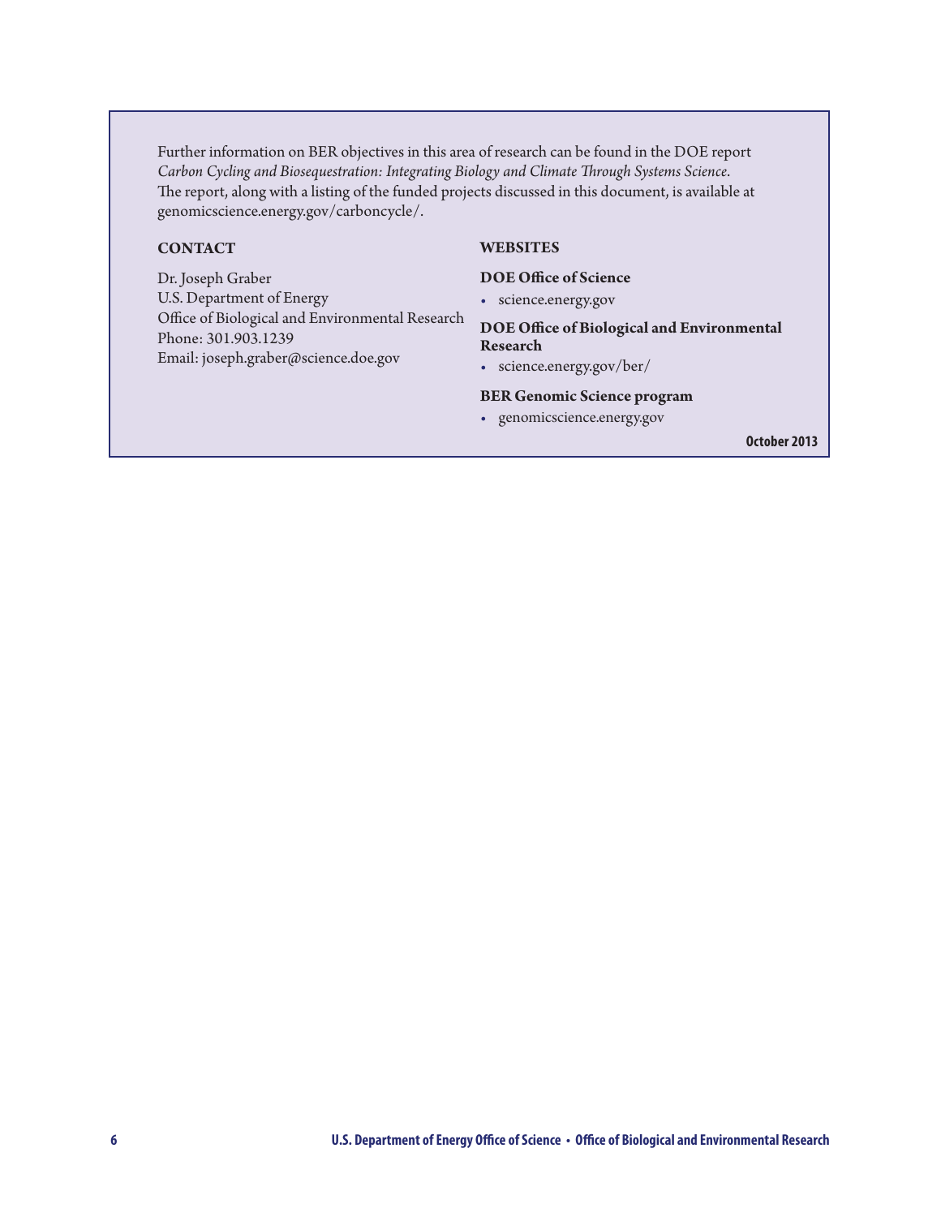Further information on BER objectives in this area of research can be found in the DOE report *Carbon Cycling and Biosequestration: Integrating Biology and Climate Through Systems Science*. The report, along with a listing of the funded projects discussed in this document, is available at genomicscience.energy.gov/carboncycle/.

## CONTACT

Dr. Joseph Graber  
U.S. Department of Energy  
Office of Biological and Environmental Research  
Phone: 301.903.1239  
Email: joseph.graber@science.doe.gov

## WEBSITES

### DOE Office of Science

- science.energy.gov

### DOE Office of Biological and Environmental Research

- science.energy.gov/ber/

### BER Genomic Science program

- genomicscience.energy.gov

**October 2013**